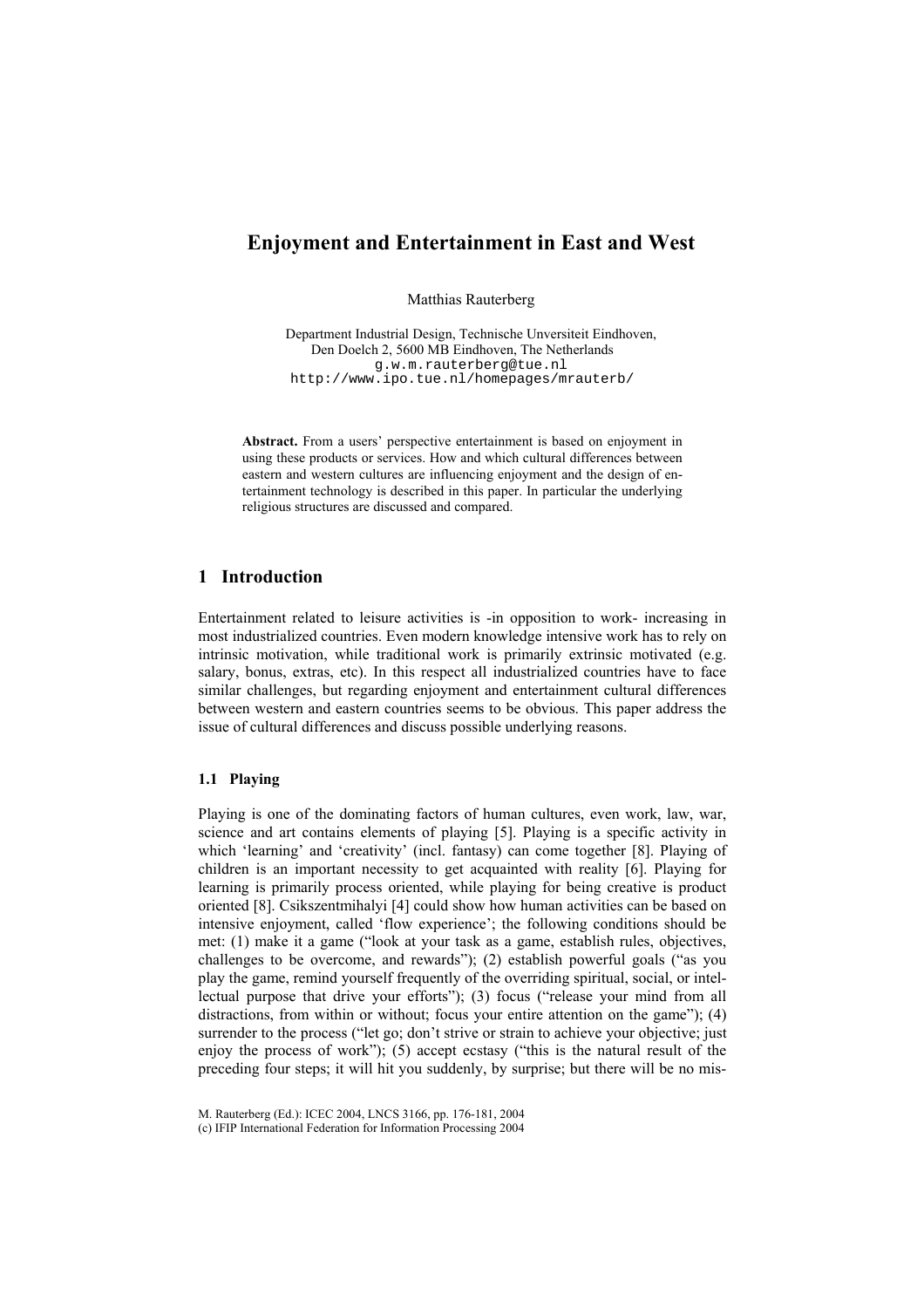# Enjoyment and Entertainment in East and West

Matthias Rauterberg

Department Industrial Design, Technische Unversiteit Eindhoven,
Den Doelch 2, 5600 MB Eindhoven, The Netherlands
g.w.m.rauterberg@tue.nl
http://www.ipo.tue.nl/homepages/mrauterb/

**Abstract.** From a users' perspective entertainment is based on enjoyment in using these products or services. How and which cultural differences between eastern and western cultures are influencing enjoyment and the design of entertainment technology is described in this paper. In particular the underlying religious structures are discussed and compared.

## 1 Introduction

Entertainment related to leisure activities is -in opposition to work- increasing in most industrialized countries. Even modern knowledge intensive work has to rely on intrinsic motivation, while traditional work is primarily extrinsic motivated (e.g. salary, bonus, extras, etc). In this respect all industrialized countries have to face similar challenges, but regarding enjoyment and entertainment cultural differences between western and eastern countries seems to be obvious. This paper address the issue of cultural differences and discuss possible underlying reasons.

### 1.1 Playing

Playing is one of the dominating factors of human cultures, even work, law, war, science and art contains elements of playing [5]. Playing is a specific activity in which 'learning' and 'creativity' (incl. fantasy) can come together [8]. Playing of children is an important necessity to get acquainted with reality [6]. Playing for learning is primarily process oriented, while playing for being creative is product oriented [8]. Csikszentmihalyi [4] could show how human activities can be based on intensive enjoyment, called 'flow experience'; the following conditions should be met: (1) make it a game ("look at your task as a game, establish rules, objectives, challenges to be overcome, and rewards"); (2) establish powerful goals ("as you play the game, remind yourself frequently of the overriding spiritual, social, or intellectual purpose that drive your efforts"); (3) focus ("release your mind from all distractions, from within or without; focus your entire attention on the game"); (4) surrender to the process ("let go; don't strive or strain to achieve your objective; just enjoy the process of work"); (5) accept ecstasy ("this is the natural result of the preceding four steps; it will hit you suddenly, by surprise; but there will be no mis-

M. Rauterberg (Ed.): ICEC 2004, LNCS 3166, pp. 176-181, 2004
(c) IFIP International Federation for Information Processing 2004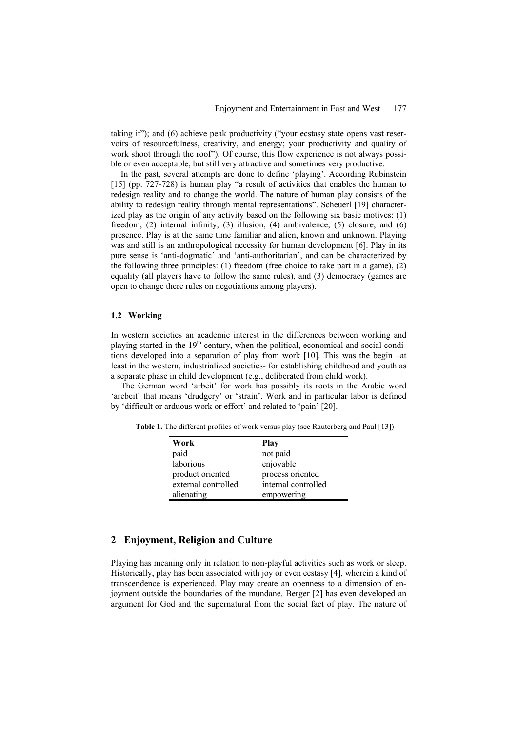taking it"); and (6) achieve peak productivity ("your ecstasy state opens vast reservoirs of resourcefulness, creativity, and energy; your productivity and quality of work shoot through the roof"). Of course, this flow experience is not always possible or even acceptable, but still very attractive and sometimes very productive.

In the past, several attempts are done to define 'playing'. According Rubinstein [15] (pp. 727-728) is human play "a result of activities that enables the human to redesign reality and to change the world. The nature of human play consists of the ability to redesign reality through mental representations". Scheuerl [19] characterized play as the origin of any activity based on the following six basic motives: (1) freedom, (2) internal infinity, (3) illusion, (4) ambivalence, (5) closure, and (6) presence. Play is at the same time familiar and alien, known and unknown. Playing was and still is an anthropological necessity for human development [6]. Play in its pure sense is 'anti-dogmatic' and 'anti-authoritarian', and can be characterized by the following three principles: (1) freedom (free choice to take part in a game), (2) equality (all players have to follow the same rules), and (3) democracy (games are open to change there rules on negotiations among players).

### 1.2 Working

In western societies an academic interest in the differences between working and playing started in the 19th century, when the political, economical and social conditions developed into a separation of play from work [10]. This was the begin –at least in the western, industrialized societies- for establishing childhood and youth as a separate phase in child development (e.g., deliberated from child work).

The German word 'arbeit' for work has possibly its roots in the Arabic word 'arebeit' that means 'drudgery' or 'strain'. Work and in particular labor is defined by 'difficult or arduous work or effort' and related to 'pain' [20].

**Table 1.** The different profiles of work versus play (see Rauterberg and Paul [13])

| Work | Play |
|---|---|
| paid | not paid |
| laborious | enjoyable |
| product oriented | process oriented |
| external controlled | internal controlled |
| alienating | empowering |

## 2 Enjoyment, Religion and Culture

Playing has meaning only in relation to non-playful activities such as work or sleep. Historically, play has been associated with joy or even ecstasy [4], wherein a kind of transcendence is experienced. Play may create an openness to a dimension of enjoyment outside the boundaries of the mundane. Berger [2] has even developed an argument for God and the supernatural from the social fact of play. The nature of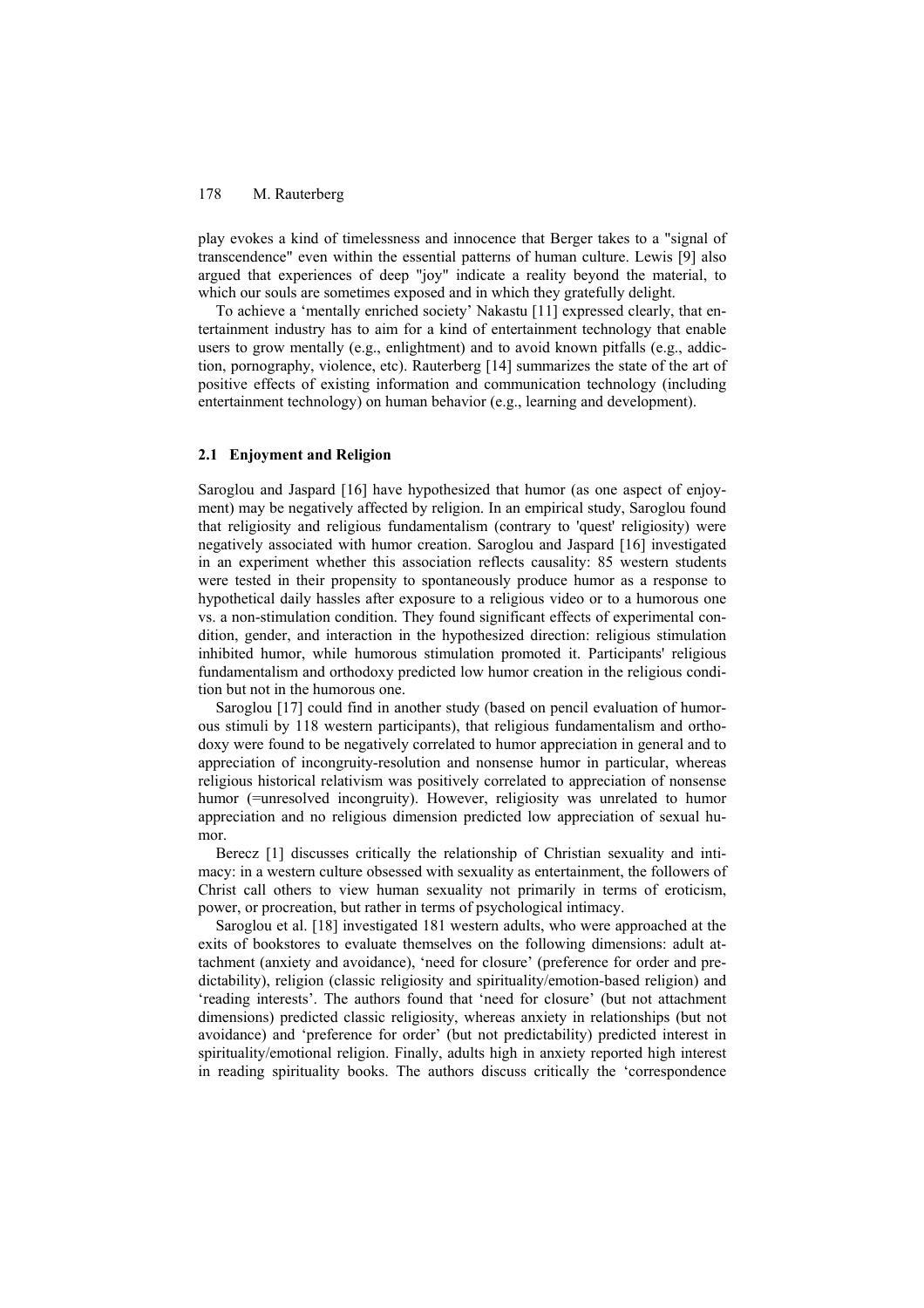play evokes a kind of timelessness and innocence that Berger takes to a "signal of transcendence" even within the essential patterns of human culture. Lewis [9] also argued that experiences of deep "joy" indicate a reality beyond the material, to which our souls are sometimes exposed and in which they gratefully delight.

To achieve a 'mentally enriched society' Nakastu [11] expressed clearly, that entertainment industry has to aim for a kind of entertainment technology that enable users to grow mentally (e.g., enlightment) and to avoid known pitfalls (e.g., addiction, pornography, violence, etc). Rauterberg [14] summarizes the state of the art of positive effects of existing information and communication technology (including entertainment technology) on human behavior (e.g., learning and development).

### 2.1 Enjoyment and Religion

Saroglou and Jaspard [16] have hypothesized that humor (as one aspect of enjoyment) may be negatively affected by religion. In an empirical study, Saroglou found that religiosity and religious fundamentalism (contrary to 'quest' religiosity) were negatively associated with humor creation. Saroglou and Jaspard [16] investigated in an experiment whether this association reflects causality: 85 western students were tested in their propensity to spontaneously produce humor as a response to hypothetical daily hassles after exposure to a religious video or to a humorous one vs. a non-stimulation condition. They found significant effects of experimental condition, gender, and interaction in the hypothesized direction: religious stimulation inhibited humor, while humorous stimulation promoted it. Participants' religious fundamentalism and orthodoxy predicted low humor creation in the religious condition but not in the humorous one.

Saroglou [17] could find in another study (based on pencil evaluation of humorous stimuli by 118 western participants), that religious fundamentalism and orthodoxy were found to be negatively correlated to humor appreciation in general and to appreciation of incongruity-resolution and nonsense humor in particular, whereas religious historical relativism was positively correlated to appreciation of nonsense humor (=unresolved incongruity). However, religiosity was unrelated to humor appreciation and no religious dimension predicted low appreciation of sexual humor.

Berecz [1] discusses critically the relationship of Christian sexuality and intimacy: in a western culture obsessed with sexuality as entertainment, the followers of Christ call others to view human sexuality not primarily in terms of eroticism, power, or procreation, but rather in terms of psychological intimacy.

Saroglou et al. [18] investigated 181 western adults, who were approached at the exits of bookstores to evaluate themselves on the following dimensions: adult attachment (anxiety and avoidance), 'need for closure' (preference for order and predictability), religion (classic religiosity and spirituality/emotion-based religion) and 'reading interests'. The authors found that 'need for closure' (but not attachment dimensions) predicted classic religiosity, whereas anxiety in relationships (but not avoidance) and 'preference for order' (but not predictability) predicted interest in spirituality/emotional religion. Finally, adults high in anxiety reported high interest in reading spirituality books. The authors discuss critically the 'correspondence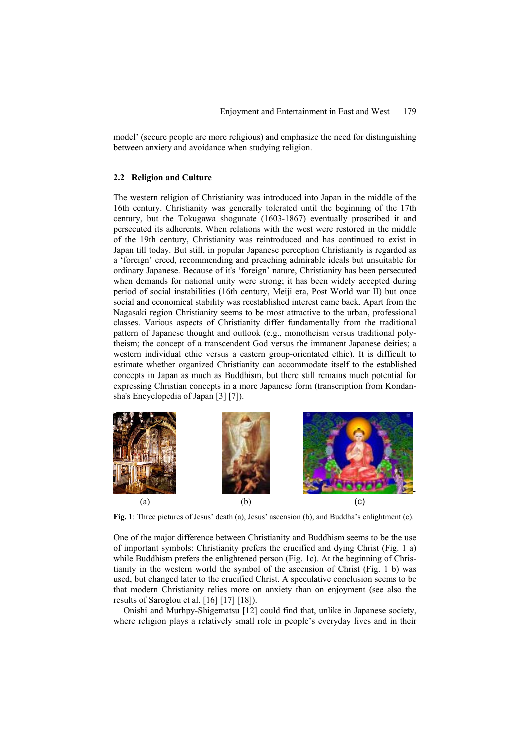model' (secure people are more religious) and emphasize the need for distinguishing between anxiety and avoidance when studying religion.

### 2.2 Religion and Culture

The western religion of Christianity was introduced into Japan in the middle of the 16th century. Christianity was generally tolerated until the beginning of the 17th century, but the Tokugawa shogunate (1603-1867) eventually proscribed it and persecuted its adherents. When relations with the west were restored in the middle of the 19th century, Christianity was reintroduced and has continued to exist in Japan till today. But still, in popular Japanese perception Christianity is regarded as a 'foreign' creed, recommending and preaching admirable ideals but unsuitable for ordinary Japanese. Because of it's 'foreign' nature, Christianity has been persecuted when demands for national unity were strong; it has been widely accepted during period of social instabilities (16th century, Meiji era, Post World war II) but once social and economical stability was reestablished interest came back. Apart from the Nagasaki region Christianity seems to be most attractive to the urban, professional classes. Various aspects of Christianity differ fundamentally from the traditional pattern of Japanese thought and outlook (e.g., monotheism versus traditional polytheism; the concept of a transcendent God versus the immanent Japanese deities; a western individual ethic versus a eastern group-orientated ethic). It is difficult to estimate whether organized Christianity can accommodate itself to the established concepts in Japan as much as Buddhism, but there still remains much potential for expressing Christian concepts in a more Japanese form (transcription from Kondansha's Encyclopedia of Japan [3] [7]).

(a) (b) (c)

**Fig. 1**: Three pictures of Jesus' death (a), Jesus' ascension (b), and Buddha's enlightment (c).

One of the major difference between Christianity and Buddhism seems to be the use of important symbols: Christianity prefers the crucified and dying Christ (Fig. 1 a) while Buddhism prefers the enlightened person (Fig. 1c). At the beginning of Christianity in the western world the symbol of the ascension of Christ (Fig. 1 b) was used, but changed later to the crucified Christ. A speculative conclusion seems to be that modern Christianity relies more on anxiety than on enjoyment (see also the results of Saroglou et al. [16] [17] [18]).

Onishi and Murhpy-Shigematsu [12] could find that, unlike in Japanese society, where religion plays a relatively small role in people's everyday lives and in their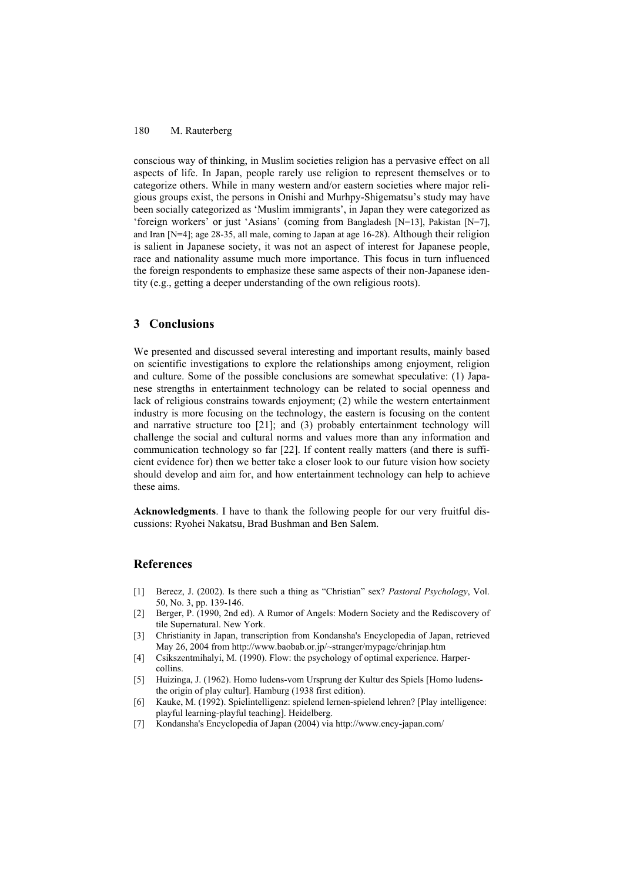conscious way of thinking, in Muslim societies religion has a pervasive effect on all aspects of life. In Japan, people rarely use religion to represent themselves or to categorize others. While in many western and/or eastern societies where major religious groups exist, the persons in Onishi and Murhpy-Shigematsu's study may have been socially categorized as 'Muslim immigrants', in Japan they were categorized as 'foreign workers' or just 'Asians' (coming from Bangladesh [N=13], Pakistan [N=7], and Iran [N=4]; age 28-35, all male, coming to Japan at age 16-28). Although their religion is salient in Japanese society, it was not an aspect of interest for Japanese people, race and nationality assume much more importance. This focus in turn influenced the foreign respondents to emphasize these same aspects of their non-Japanese identity (e.g., getting a deeper understanding of the own religious roots).

## 3 Conclusions

We presented and discussed several interesting and important results, mainly based on scientific investigations to explore the relationships among enjoyment, religion and culture. Some of the possible conclusions are somewhat speculative: (1) Japanese strengths in entertainment technology can be related to social openness and lack of religious constrains towards enjoyment; (2) while the western entertainment industry is more focusing on the technology, the eastern is focusing on the content and narrative structure too [21]; and (3) probably entertainment technology will challenge the social and cultural norms and values more than any information and communication technology so far [22]. If content really matters (and there is sufficient evidence for) then we better take a closer look to our future vision how society should develop and aim for, and how entertainment technology can help to achieve these aims.

**Acknowledgments**. I have to thank the following people for our very fruitful discussions: Ryohei Nakatsu, Brad Bushman and Ben Salem.

## References

[1] Berecz, J. (2002). Is there such a thing as "Christian" sex? *Pastoral Psychology*, Vol. 50, No. 3, pp. 139-146.

[2] Berger, P. (1990, 2nd ed). A Rumor of Angels: Modern Society and the Rediscovery of tile Supernatural. New York.

[3] Christianity in Japan, transcription from Kondansha's Encyclopedia of Japan, retrieved May 26, 2004 from http://www.baobab.or.jp/~stranger/mypage/chrinjap.htm

[4] Csikszentmihalyi, M. (1990). Flow: the psychology of optimal experience. Harpercollins.

[5] Huizinga, J. (1962). Homo ludens-vom Ursprung der Kultur des Spiels [Homo ludens-the origin of play cultur]. Hamburg (1938 first edition).

[6] Kauke, M. (1992). Spielintelligenz: spielend lernen-spielend lehren? [Play intelligence: playful learning-playful teaching]. Heidelberg.

[7] Kondansha's Encyclopedia of Japan (2004) via http://www.ency-japan.com/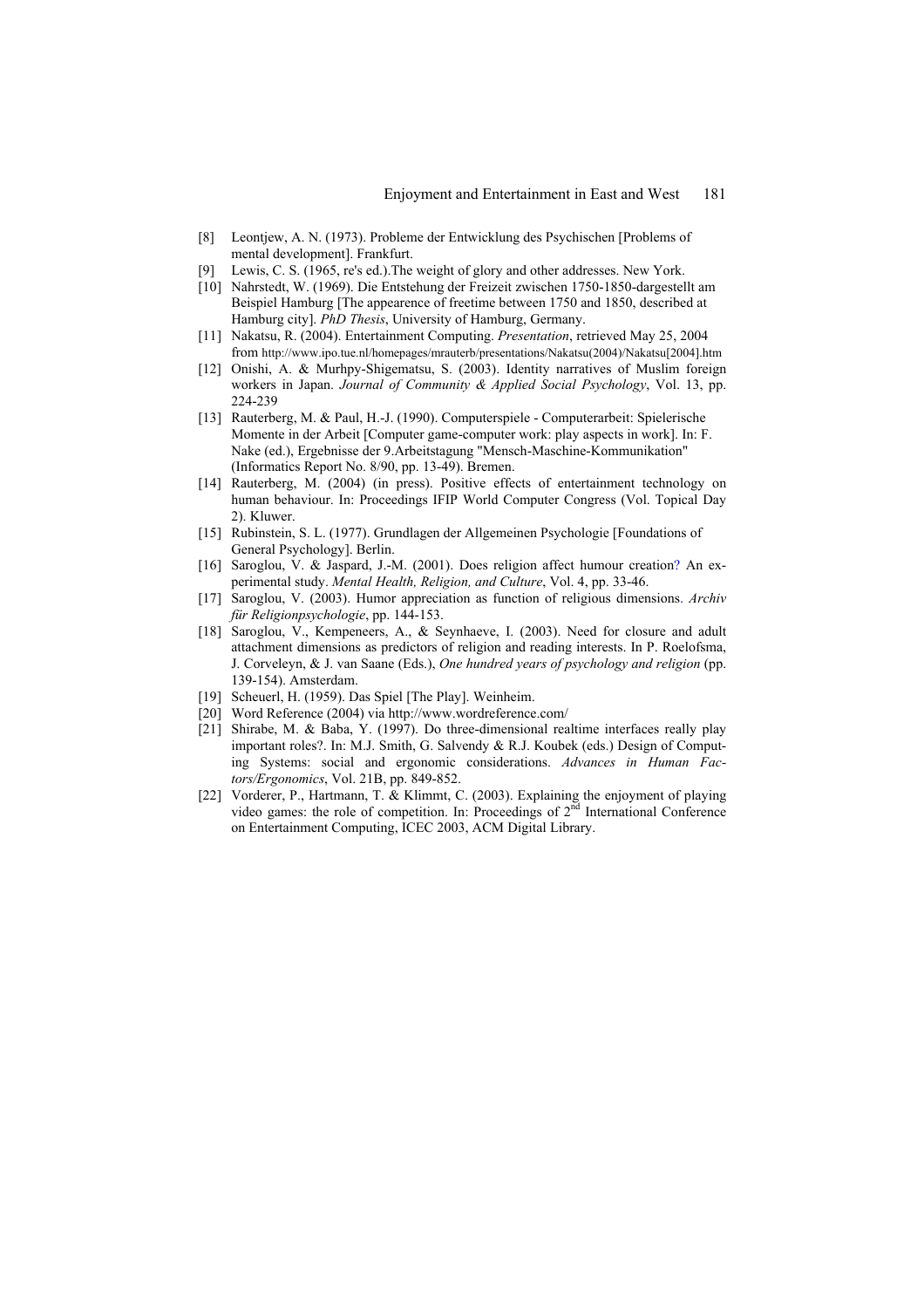[8] Leontjew, A. N. (1973). Probleme der Entwicklung des Psychischen [Problems of mental development]. Frankfurt.

[9] Lewis, C. S. (1965, re's ed.).The weight of glory and other addresses. New York.

[10] Nahrstedt, W. (1969). Die Entstehung der Freizeit zwischen 1750-1850-dargestellt am Beispiel Hamburg [The appearence of freetime between 1750 and 1850, described at Hamburg city]. *PhD Thesis*, University of Hamburg, Germany.

[11] Nakatsu, R. (2004). Entertainment Computing. *Presentation*, retrieved May 25, 2004 from http://www.ipo.tue.nl/homepages/mrauterb/presentations/Nakatsu(2004)/Nakatsu[2004].htm

[12] Onishi, A. & Murhpy-Shigematsu, S. (2003). Identity narratives of Muslim foreign workers in Japan. *Journal of Community & Applied Social Psychology*, Vol. 13, pp. 224-239

[13] Rauterberg, M. & Paul, H.-J. (1990). Computerspiele - Computerarbeit: Spielerische Momente in der Arbeit [Computer game-computer work: play aspects in work]. In: F. Nake (ed.), Ergebnisse der 9.Arbeitstagung "Mensch-Maschine-Kommunikation" (Informatics Report No. 8/90, pp. 13-49). Bremen.

[14] Rauterberg, M. (2004) (in press). Positive effects of entertainment technology on human behaviour. In: Proceedings IFIP World Computer Congress (Vol. Topical Day 2). Kluwer.

[15] Rubinstein, S. L. (1977). Grundlagen der Allgemeinen Psychologie [Foundations of General Psychology]. Berlin.

[16] Saroglou, V. & Jaspard, J.-M. (2001). Does religion affect humour creation? An experimental study. *Mental Health, Religion, and Culture*, Vol. 4, pp. 33-46.

[17] Saroglou, V. (2003). Humor appreciation as function of religious dimensions. *Archiv für Religionpsychologie*, pp. 144-153.

[18] Saroglou, V., Kempeneers, A., & Seynhaeve, I. (2003). Need for closure and adult attachment dimensions as predictors of religion and reading interests. In P. Roelofsma, J. Corveleyn, & J. van Saane (Eds.), *One hundred years of psychology and religion* (pp. 139-154). Amsterdam.

[19] Scheuerl, H. (1959). Das Spiel [The Play]. Weinheim.

[20] Word Reference (2004) via http://www.wordreference.com/

[21] Shirabe, M. & Baba, Y. (1997). Do three-dimensional realtime interfaces really play important roles?. In: M.J. Smith, G. Salvendy & R.J. Koubek (eds.) Design of Computing Systems: social and ergonomic considerations. *Advances in Human Factors/Ergonomics*, Vol. 21B, pp. 849-852.

[22] Vorderer, P., Hartmann, T. & Klimmt, C. (2003). Explaining the enjoyment of playing video games: the role of competition. In: Proceedings of 2nd International Conference on Entertainment Computing, ICEC 2003, ACM Digital Library.